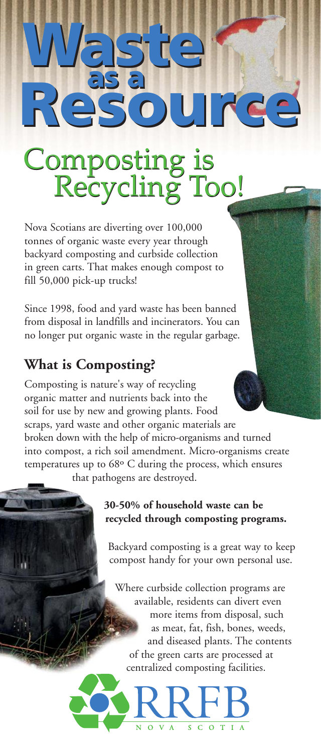# Waste as a Resource

## Composting is Recycling Too!

Nova Scotians are diverting over 100,000 tonnes of organic waste every year through backyard composting and curbside collection in green carts. That makes enough compost to fill 50,000 pick-up trucks!

Since 1998, food and yard waste has been banned from disposal in landfills and incinerators. You can no longer put organic waste in the regular garbage.

### What is Composting?

Composting is nature's way of recycling organic matter and nutrients back into the soil for use by new and growing plants. Food scraps, yard waste and other organic materials are broken down with the help of micro-organisms and turned into compost, a rich soil amendment. Micro-organisms create temperatures up to 68º C during the process, which ensures that pathogens are destroyed.

**30-50% of household waste can be recycled through composting programs.**

Backyard composting is a great way to keep compost handy for your own personal use.

Where curbside collection programs are available, residents can divert even more items from disposal, such as meat, fat, fish, bones, weeds, and diseased plants. The contents of the green carts are processed at centralized composting facilities.

RRFB NOVA SCOTIA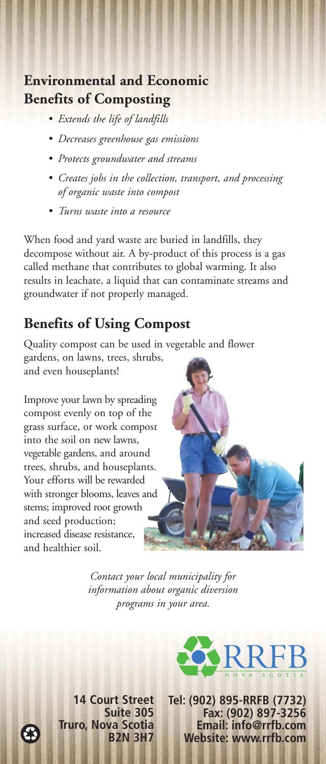## Environmental and Economic Benefits of Composting

- *Extends the life of landfills*
- *Decreases greenhouse gas emissions*
- *Protects groundwater and streams*
- *Creates jobs in the collection, transport, and processing of organic waste into compost*
- *Turns waste into a resource*

When food and yard waste are buried in landfills, they decompose without air. A by-product of this process is a gas called methane that contributes to global warming. It also results in leachate, a liquid that can contaminate streams and groundwater if not properly managed.

## Benefits of Using Compost

Quality compost can be used in vegetable and flower gardens, on lawns, trees, shrubs, and even houseplants!

Improve your lawn by spreading compost evenly on top of the grass surface, or work compost into the soil on new lawns, vegetable gardens, and around trees, shrubs, and houseplants. Your efforts will be rewarded with stronger blooms, leaves and stems; improved root growth and seed production; increased disease resistance, and healthier soil.

*Contact your local municipality for information about organic diversion programs in your area.*

RRFB NOVA SCOTIA

**14 Court Street**
**Suite 305**
**Truro, Nova Scotia**
**B2N 3H7**

**Tel: (902) 895-RRFB (7732)**
**Fax: (902) 897-3256**
**Email: info@rrfb.com**
**Website: www.rrfb.com**